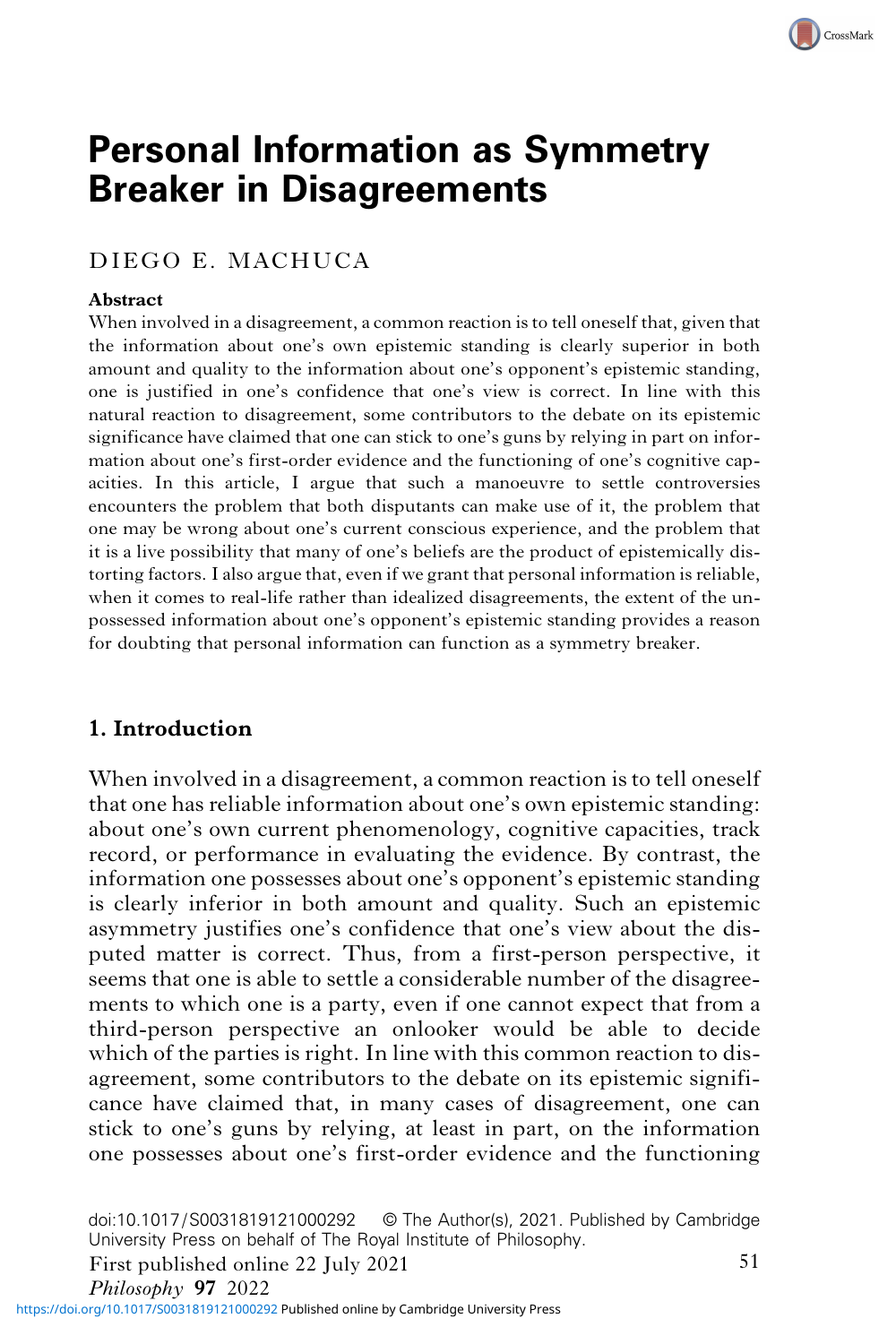# Personal Information as Symmetry Breaker in Disagreements

DIEGO E. MACHUCA

**Abstract**

When involved in a disagreement, a common reaction is to tell oneself that, given that the information about one's own epistemic standing is clearly superior in both amount and quality to the information about one's opponent's epistemic standing, one is justified in one's confidence that one's view is correct. In line with this natural reaction to disagreement, some contributors to the debate on its epistemic significance have claimed that one can stick to one's guns by relying in part on information about one's first-order evidence and the functioning of one's cognitive capacities. In this article, I argue that such a manoeuvre to settle controversies encounters the problem that both disputants can make use of it, the problem that one may be wrong about one's current conscious experience, and the problem that it is a live possibility that many of one's beliefs are the product of epistemically distorting factors. I also argue that, even if we grant that personal information is reliable, when it comes to real-life rather than idealized disagreements, the extent of the unpossessed information about one's opponent's epistemic standing provides a reason for doubting that personal information can function as a symmetry breaker.

## 1. Introduction

When involved in a disagreement, a common reaction is to tell oneself that one has reliable information about one's own epistemic standing: about one's own current phenomenology, cognitive capacities, track record, or performance in evaluating the evidence. By contrast, the information one possesses about one's opponent's epistemic standing is clearly inferior in both amount and quality. Such an epistemic asymmetry justifies one's confidence that one's view about the disputed matter is correct. Thus, from a first-person perspective, it seems that one is able to settle a considerable number of the disagreements to which one is a party, even if one cannot expect that from a third-person perspective an onlooker would be able to decide which of the parties is right. In line with this common reaction to disagreement, some contributors to the debate on its epistemic significance have claimed that, in many cases of disagreement, one can stick to one's guns by relying, at least in part, on the information one possesses about one's first-order evidence and the functioning

doi:10.1017/S0031819121000292 © The Author(s), 2021. Published by Cambridge University Press on behalf of The Royal Institute of Philosophy.
First published online 22 July 2021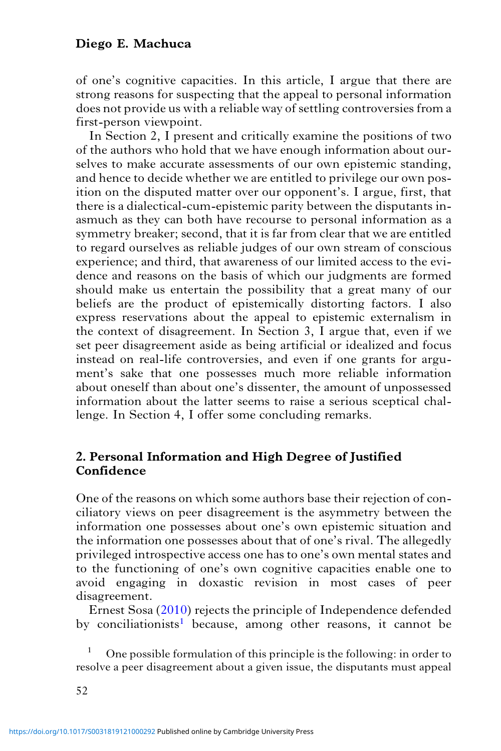of one's cognitive capacities. In this article, I argue that there are strong reasons for suspecting that the appeal to personal information does not provide us with a reliable way of settling controversies from a first-person viewpoint.

In Section 2, I present and critically examine the positions of two of the authors who hold that we have enough information about ourselves to make accurate assessments of our own epistemic standing, and hence to decide whether we are entitled to privilege our own position on the disputed matter over our opponent's. I argue, first, that there is a dialectical-cum-epistemic parity between the disputants inasmuch as they can both have recourse to personal information as a symmetry breaker; second, that it is far from clear that we are entitled to regard ourselves as reliable judges of our own stream of conscious experience; and third, that awareness of our limited access to the evidence and reasons on the basis of which our judgments are formed should make us entertain the possibility that a great many of our beliefs are the product of epistemically distorting factors. I also express reservations about the appeal to epistemic externalism in the context of disagreement. In Section 3, I argue that, even if we set peer disagreement aside as being artificial or idealized and focus instead on real-life controversies, and even if one grants for argument's sake that one possesses much more reliable information about oneself than about one's dissenter, the amount of unpossessed information about the latter seems to raise a serious sceptical challenge. In Section 4, I offer some concluding remarks.

## 2. Personal Information and High Degree of Justified Confidence

One of the reasons on which some authors base their rejection of conciliatory views on peer disagreement is the asymmetry between the information one possesses about one's own epistemic situation and the information one possesses about that of one's rival. The allegedly privileged introspective access one has to one's own mental states and to the functioning of one's own cognitive capacities enable one to avoid engaging in doxastic revision in most cases of peer disagreement.

Ernest Sosa (2010) rejects the principle of Independence defended by conciliationists[1] because, among other reasons, it cannot be

[1] One possible formulation of this principle is the following: in order to resolve a peer disagreement about a given issue, the disputants must appeal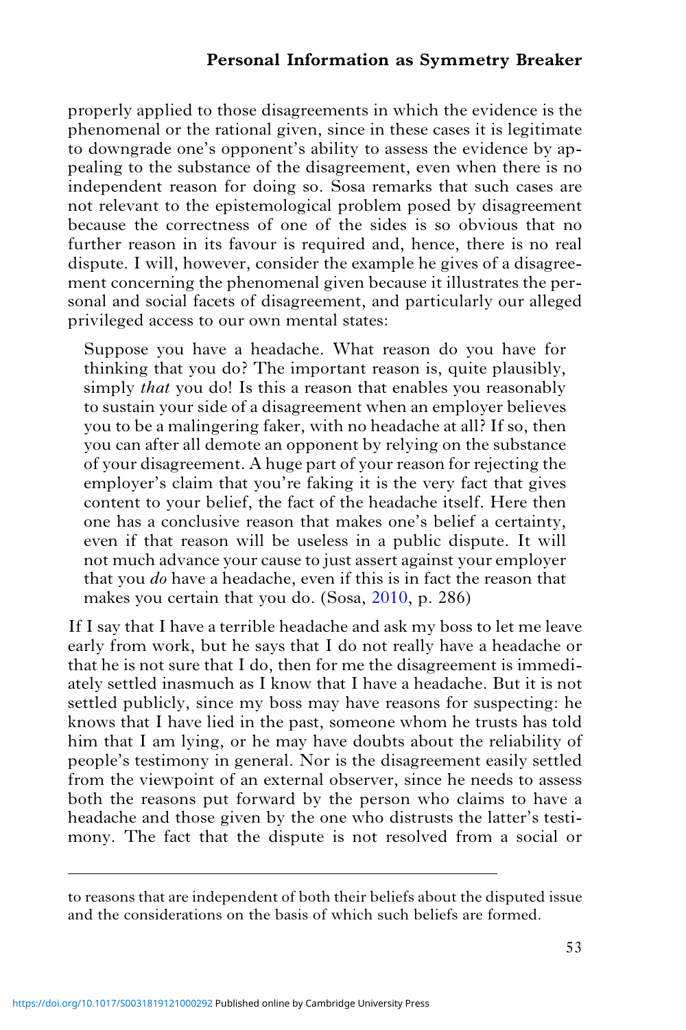properly applied to those disagreements in which the evidence is the phenomenal or the rational given, since in these cases it is legitimate to downgrade one's opponent's ability to assess the evidence by appealing to the substance of the disagreement, even when there is no independent reason for doing so. Sosa remarks that such cases are not relevant to the epistemological problem posed by disagreement because the correctness of one of the sides is so obvious that no further reason in its favour is required and, hence, there is no real dispute. I will, however, consider the example he gives of a disagreement concerning the phenomenal given because it illustrates the personal and social facets of disagreement, and particularly our alleged privileged access to our own mental states:

> Suppose you have a headache. What reason do you have for thinking that you do? The important reason is, quite plausibly, simply *that* you do! Is this a reason that enables you reasonably to sustain your side of a disagreement when an employer believes you to be a malingering faker, with no headache at all? If so, then you can after all demote an opponent by relying on the substance of your disagreement. A huge part of your reason for rejecting the employer's claim that you're faking it is the very fact that gives content to your belief, the fact of the headache itself. Here then one has a conclusive reason that makes one's belief a certainty, even if that reason will be useless in a public dispute. It will not much advance your cause to just assert against your employer that you *do* have a headache, even if this is in fact the reason that makes you certain that you do. (Sosa, 2010, p. 286)

If I say that I have a terrible headache and ask my boss to let me leave early from work, but he says that I do not really have a headache or that he is not sure that I do, then for me the disagreement is immediately settled inasmuch as I know that I have a headache. But it is not settled publicly, since my boss may have reasons for suspecting: he knows that I have lied in the past, someone whom he trusts has told him that I am lying, or he may have doubts about the reliability of people's testimony in general. Nor is the disagreement easily settled from the viewpoint of an external observer, since he needs to assess both the reasons put forward by the person who claims to have a headache and those given by the one who distrusts the latter's testimony. The fact that the dispute is not resolved from a social or

---

to reasons that are independent of both their beliefs about the disputed issue and the considerations on the basis of which such beliefs are formed.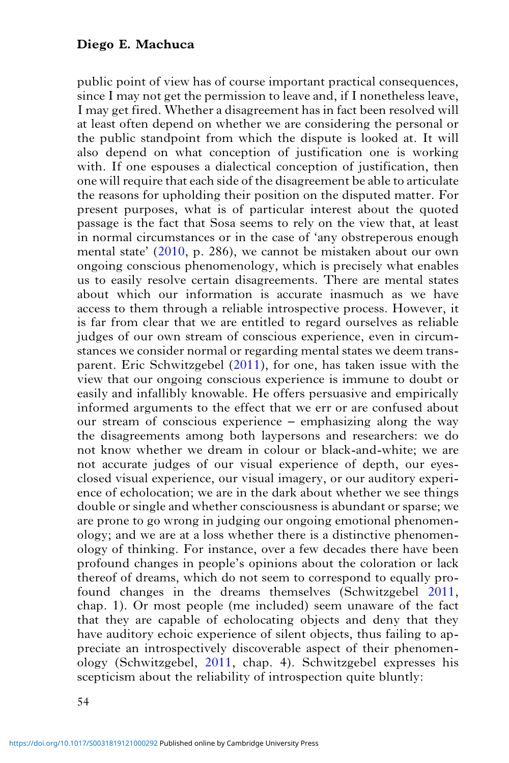public point of view has of course important practical consequences, since I may not get the permission to leave and, if I nonetheless leave, I may get fired. Whether a disagreement has in fact been resolved will at least often depend on whether we are considering the personal or the public standpoint from which the dispute is looked at. It will also depend on what conception of justification one is working with. If one espouses a dialectical conception of justification, then one will require that each side of the disagreement be able to articulate the reasons for upholding their position on the disputed matter. For present purposes, what is of particular interest about the quoted passage is the fact that Sosa seems to rely on the view that, at least in normal circumstances or in the case of 'any obstreperous enough mental state' (2010, p. 286), we cannot be mistaken about our own ongoing conscious phenomenology, which is precisely what enables us to easily resolve certain disagreements. There are mental states about which our information is accurate inasmuch as we have access to them through a reliable introspective process. However, it is far from clear that we are entitled to regard ourselves as reliable judges of our own stream of conscious experience, even in circumstances we consider normal or regarding mental states we deem transparent. Eric Schwitzgebel (2011), for one, has taken issue with the view that our ongoing conscious experience is immune to doubt or easily and infallibly knowable. He offers persuasive and empirically informed arguments to the effect that we err or are confused about our stream of conscious experience – emphasizing along the way the disagreements among both laypersons and researchers: we do not know whether we dream in colour or black-and-white; we are not accurate judges of our visual experience of depth, our eyes-closed visual experience, our visual imagery, or our auditory experience of echolocation; we are in the dark about whether we see things double or single and whether consciousness is abundant or sparse; we are prone to go wrong in judging our ongoing emotional phenomenology; and we are at a loss whether there is a distinctive phenomenology of thinking. For instance, over a few decades there have been profound changes in people's opinions about the coloration or lack thereof of dreams, which do not seem to correspond to equally profound changes in the dreams themselves (Schwitzgebel 2011, chap. 1). Or most people (me included) seem unaware of the fact that they are capable of echolocating objects and deny that they have auditory echoic experience of silent objects, thus failing to appreciate an introspectively discoverable aspect of their phenomenology (Schwitzgebel, 2011, chap. 4). Schwitzgebel expresses his scepticism about the reliability of introspection quite bluntly: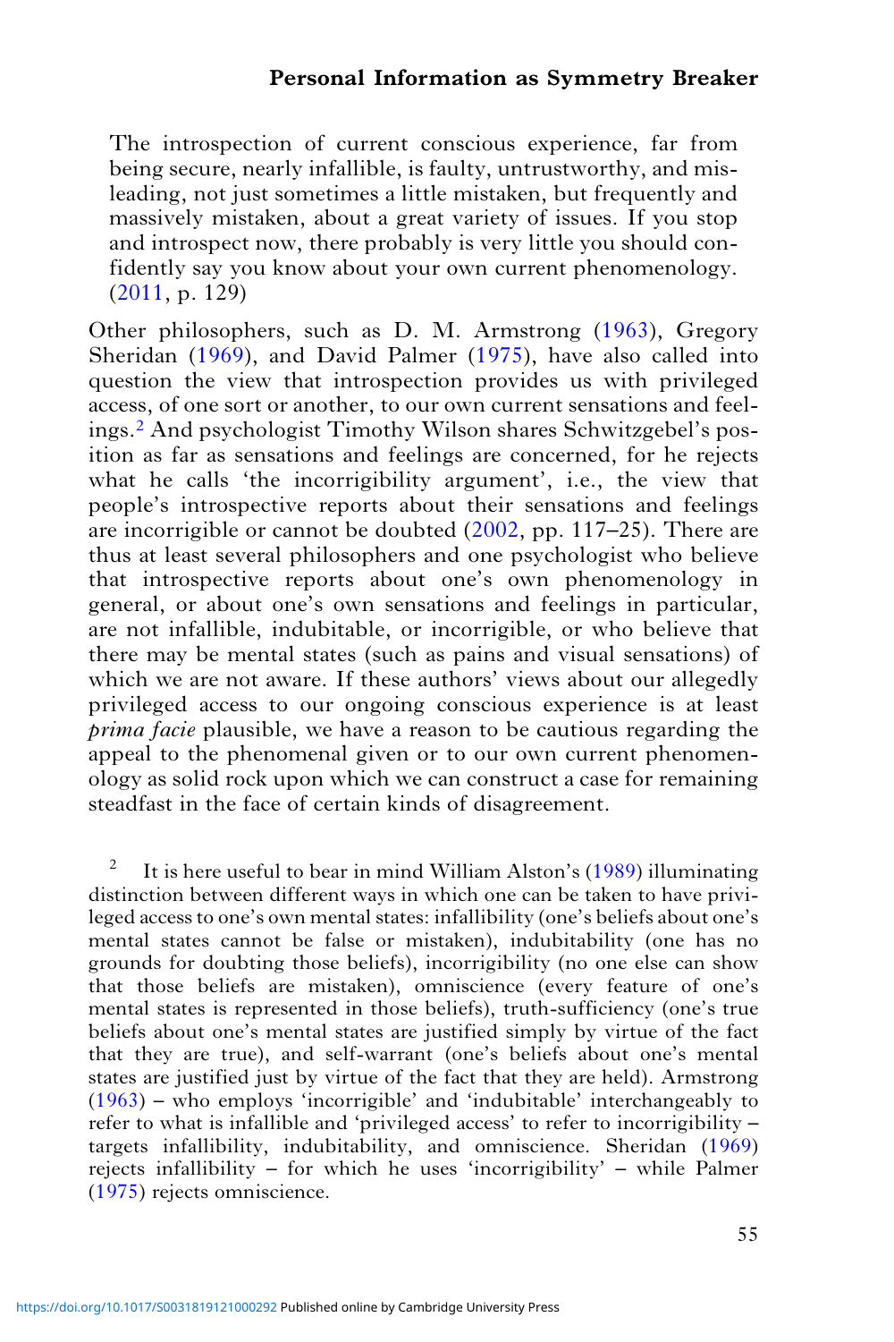> The introspection of current conscious experience, far from being secure, nearly infallible, is faulty, untrustworthy, and misleading, not just sometimes a little mistaken, but frequently and massively mistaken, about a great variety of issues. If you stop and introspect now, there probably is very little you should confidently say you know about your own current phenomenology. (2011, p. 129)

Other philosophers, such as D. M. Armstrong (1963), Gregory Sheridan (1969), and David Palmer (1975), have also called into question the view that introspection provides us with privileged access, of one sort or another, to our own current sensations and feelings.[2] And psychologist Timothy Wilson shares Schwitzgebel's position as far as sensations and feelings are concerned, for he rejects what he calls 'the incorrigibility argument', i.e., the view that people's introspective reports about their sensations and feelings are incorrigible or cannot be doubted (2002, pp. 117–25). There are thus at least several philosophers and one psychologist who believe that introspective reports about one's own phenomenology in general, or about one's own sensations and feelings in particular, are not infallible, indubitable, or incorrigible, or who believe that there may be mental states (such as pains and visual sensations) of which we are not aware. If these authors' views about our allegedly privileged access to our ongoing conscious experience is at least *prima facie* plausible, we have a reason to be cautious regarding the appeal to the phenomenal given or to our own current phenomenology as solid rock upon which we can construct a case for remaining steadfast in the face of certain kinds of disagreement.

[2] It is here useful to bear in mind William Alston's (1989) illuminating distinction between different ways in which one can be taken to have privileged access to one's own mental states: infallibility (one's beliefs about one's mental states cannot be false or mistaken), indubitability (one has no grounds for doubting those beliefs), incorrigibility (no one else can show that those beliefs are mistaken), omniscience (every feature of one's mental states is represented in those beliefs), truth-sufficiency (one's true beliefs about one's mental states are justified simply by virtue of the fact that they are true), and self-warrant (one's beliefs about one's mental states are justified just by virtue of the fact that they are held). Armstrong (1963) – who employs 'incorrigible' and 'indubitable' interchangeably to refer to what is infallible and 'privileged access' to refer to incorrigibility – targets infallibility, indubitability, and omniscience. Sheridan (1969) rejects infallibility – for which he uses 'incorrigibility' – while Palmer (1975) rejects omniscience.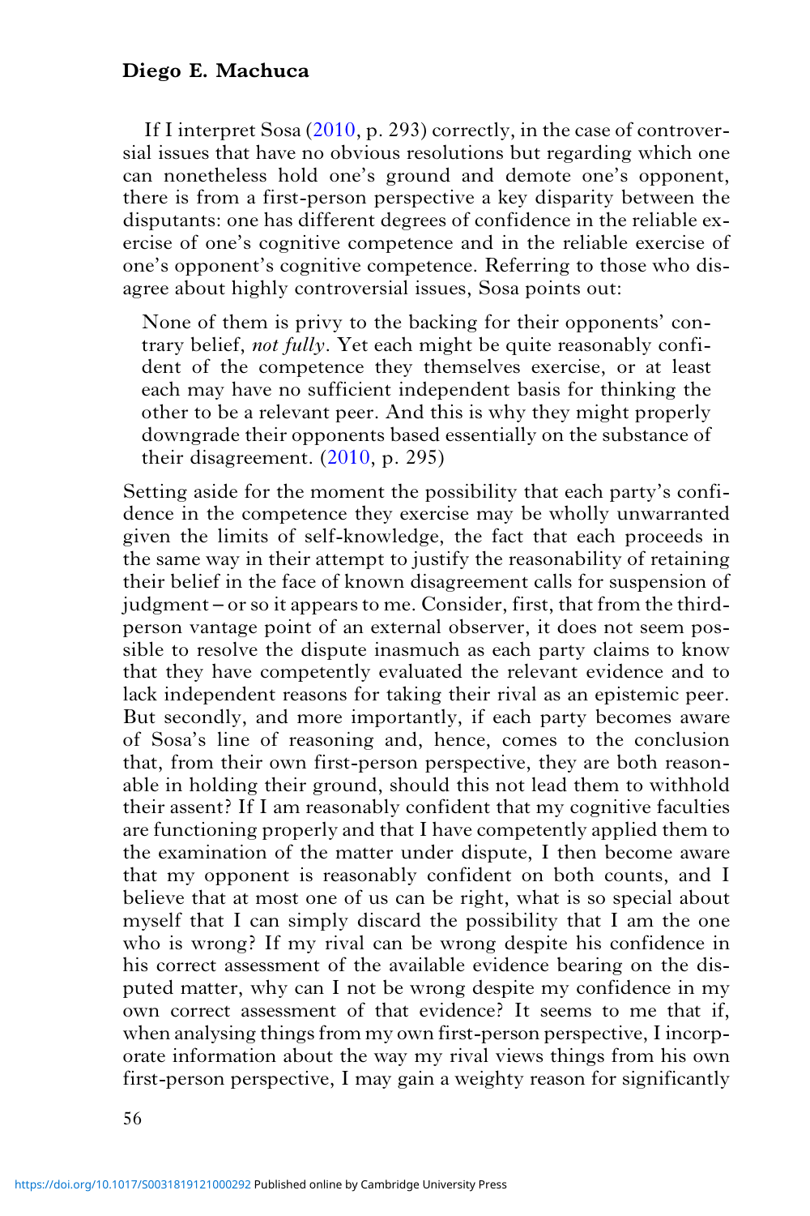If I interpret Sosa (2010, p. 293) correctly, in the case of controversial issues that have no obvious resolutions but regarding which one can nonetheless hold one's ground and demote one's opponent, there is from a first-person perspective a key disparity between the disputants: one has different degrees of confidence in the reliable exercise of one's cognitive competence and in the reliable exercise of one's opponent's cognitive competence. Referring to those who disagree about highly controversial issues, Sosa points out:

> None of them is privy to the backing for their opponents' contrary belief, *not fully*. Yet each might be quite reasonably confident of the competence they themselves exercise, or at least each may have no sufficient independent basis for thinking the other to be a relevant peer. And this is why they might properly downgrade their opponents based essentially on the substance of their disagreement. (2010, p. 295)

Setting aside for the moment the possibility that each party's confidence in the competence they exercise may be wholly unwarranted given the limits of self-knowledge, the fact that each proceeds in the same way in their attempt to justify the reasonability of retaining their belief in the face of known disagreement calls for suspension of judgment – or so it appears to me. Consider, first, that from the third-person vantage point of an external observer, it does not seem possible to resolve the dispute inasmuch as each party claims to know that they have competently evaluated the relevant evidence and to lack independent reasons for taking their rival as an epistemic peer. But secondly, and more importantly, if each party becomes aware of Sosa's line of reasoning and, hence, comes to the conclusion that, from their own first-person perspective, they are both reasonable in holding their ground, should this not lead them to withhold their assent? If I am reasonably confident that my cognitive faculties are functioning properly and that I have competently applied them to the examination of the matter under dispute, I then become aware that my opponent is reasonably confident on both counts, and I believe that at most one of us can be right, what is so special about myself that I can simply discard the possibility that I am the one who is wrong? If my rival can be wrong despite his confidence in his correct assessment of the available evidence bearing on the disputed matter, why can I not be wrong despite my confidence in my own correct assessment of that evidence? It seems to me that if, when analysing things from my own first-person perspective, I incorporate information about the way my rival views things from his own first-person perspective, I may gain a weighty reason for significantly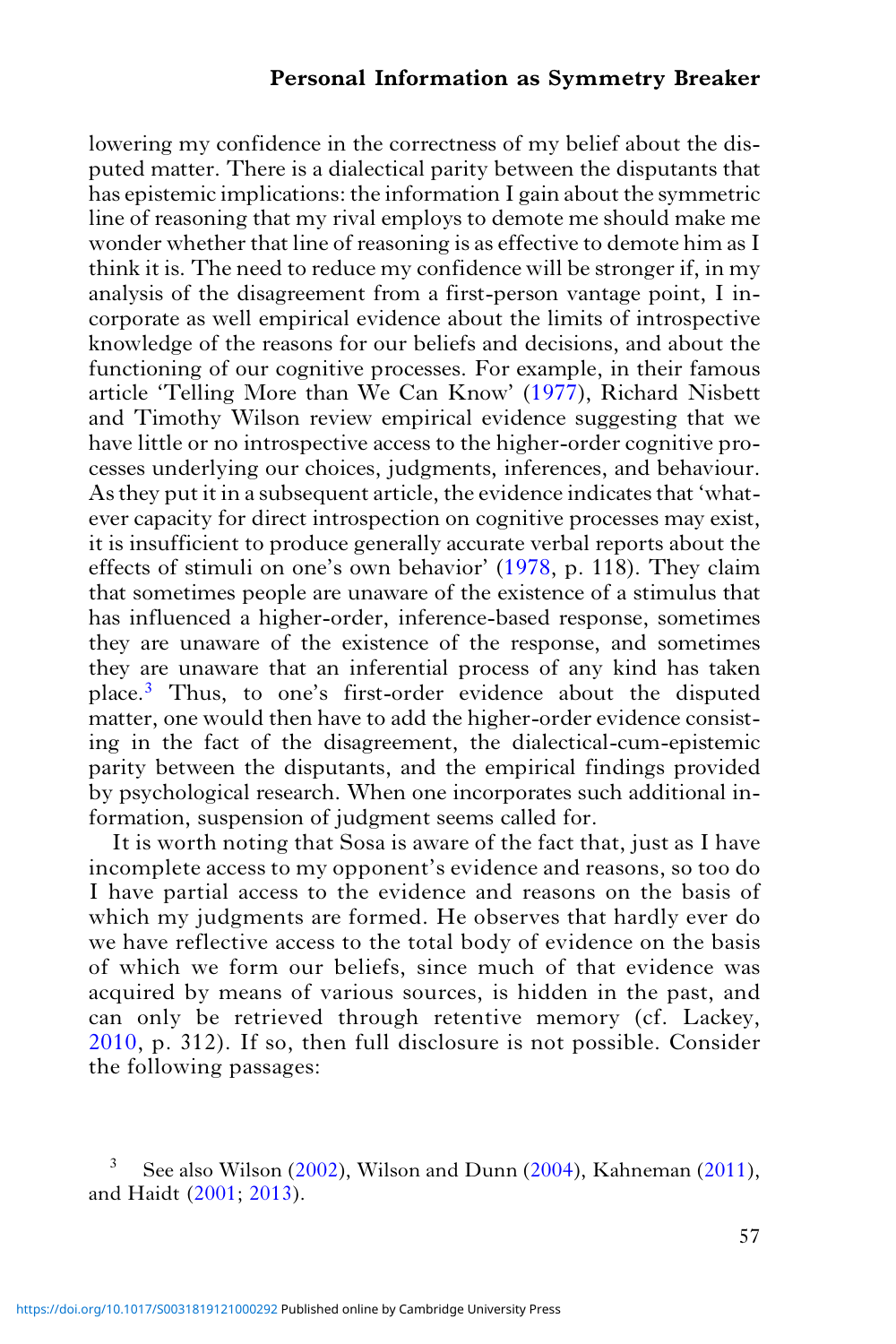lowering my confidence in the correctness of my belief about the disputed matter. There is a dialectical parity between the disputants that has epistemic implications: the information I gain about the symmetric line of reasoning that my rival employs to demote me should make me wonder whether that line of reasoning is as effective to demote him as I think it is. The need to reduce my confidence will be stronger if, in my analysis of the disagreement from a first-person vantage point, I incorporate as well empirical evidence about the limits of introspective knowledge of the reasons for our beliefs and decisions, and about the functioning of our cognitive processes. For example, in their famous article 'Telling More than We Can Know' (1977), Richard Nisbett and Timothy Wilson review empirical evidence suggesting that we have little or no introspective access to the higher-order cognitive processes underlying our choices, judgments, inferences, and behaviour. As they put it in a subsequent article, the evidence indicates that 'whatever capacity for direct introspection on cognitive processes may exist, it is insufficient to produce generally accurate verbal reports about the effects of stimuli on one's own behavior' (1978, p. 118). They claim that sometimes people are unaware of the existence of a stimulus that has influenced a higher-order, inference-based response, sometimes they are unaware of the existence of the response, and sometimes they are unaware that an inferential process of any kind has taken place.[3] Thus, to one's first-order evidence about the disputed matter, one would then have to add the higher-order evidence consisting in the fact of the disagreement, the dialectical-cum-epistemic parity between the disputants, and the empirical findings provided by psychological research. When one incorporates such additional information, suspension of judgment seems called for.

It is worth noting that Sosa is aware of the fact that, just as I have incomplete access to my opponent's evidence and reasons, so too do I have partial access to the evidence and reasons on the basis of which my judgments are formed. He observes that hardly ever do we have reflective access to the total body of evidence on the basis of which we form our beliefs, since much of that evidence was acquired by means of various sources, is hidden in the past, and can only be retrieved through retentive memory (cf. Lackey, 2010, p. 312). If so, then full disclosure is not possible. Consider the following passages:

[3] See also Wilson (2002), Wilson and Dunn (2004), Kahneman (2011), and Haidt (2001; 2013).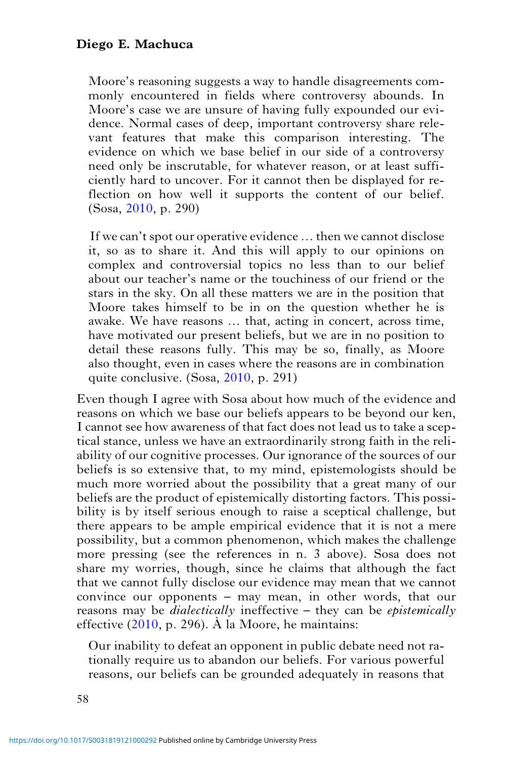> Moore's reasoning suggests a way to handle disagreements commonly encountered in fields where controversy abounds. In Moore's case we are unsure of having fully expounded our evidence. Normal cases of deep, important controversy share relevant features that make this comparison interesting. The evidence on which we base belief in our side of a controversy need only be inscrutable, for whatever reason, or at least sufficiently hard to uncover. For it cannot then be displayed for reflection on how well it supports the content of our belief. (Sosa, 2010, p. 290)

> If we can't spot our operative evidence … then we cannot disclose it, so as to share it. And this will apply to our opinions on complex and controversial topics no less than to our belief about our teacher's name or the touchiness of our friend or the stars in the sky. On all these matters we are in the position that Moore takes himself to be in on the question whether he is awake. We have reasons … that, acting in concert, across time, have motivated our present beliefs, but we are in no position to detail these reasons fully. This may be so, finally, as Moore also thought, even in cases where the reasons are in combination quite conclusive. (Sosa, 2010, p. 291)

Even though I agree with Sosa about how much of the evidence and reasons on which we base our beliefs appears to be beyond our ken, I cannot see how awareness of that fact does not lead us to take a sceptical stance, unless we have an extraordinarily strong faith in the reliability of our cognitive processes. Our ignorance of the sources of our beliefs is so extensive that, to my mind, epistemologists should be much more worried about the possibility that a great many of our beliefs are the product of epistemically distorting factors. This possibility is by itself serious enough to raise a sceptical challenge, but there appears to be ample empirical evidence that it is not a mere possibility, but a common phenomenon, which makes the challenge more pressing (see the references in n. 3 above). Sosa does not share my worries, though, since he claims that although the fact that we cannot fully disclose our evidence may mean that we cannot convince our opponents – may mean, in other words, that our reasons may be *dialectically* ineffective – they can be *epistemically* effective (2010, p. 296). À la Moore, he maintains:

> Our inability to defeat an opponent in public debate need not rationally require us to abandon our beliefs. For various powerful reasons, our beliefs can be grounded adequately in reasons that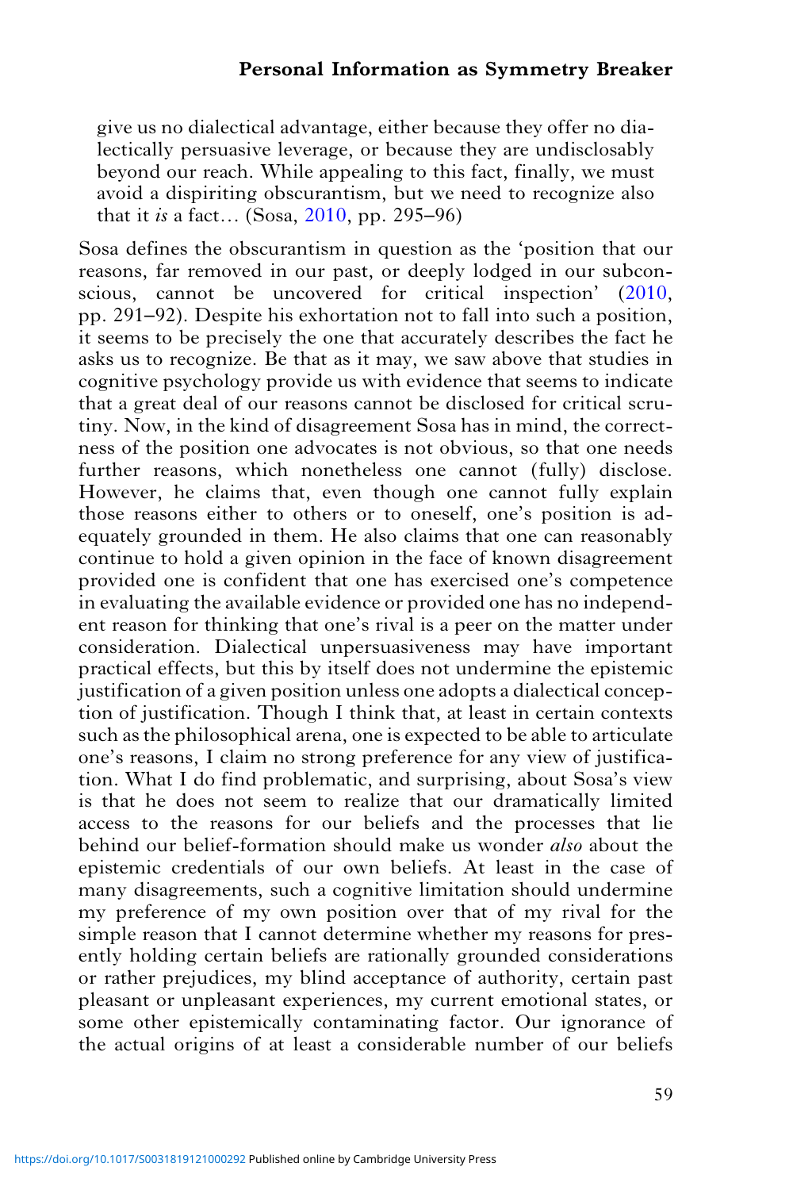give us no dialectical advantage, either because they offer no dialectically persuasive leverage, or because they are undisclosably beyond our reach. While appealing to this fact, finally, we must avoid a dispiriting obscurantism, but we need to recognize also that it *is* a fact… (Sosa, 2010, pp. 295–96)

Sosa defines the obscurantism in question as the 'position that our reasons, far removed in our past, or deeply lodged in our subconscious, cannot be uncovered for critical inspection' (2010, pp. 291–92). Despite his exhortation not to fall into such a position, it seems to be precisely the one that accurately describes the fact he asks us to recognize. Be that as it may, we saw above that studies in cognitive psychology provide us with evidence that seems to indicate that a great deal of our reasons cannot be disclosed for critical scrutiny. Now, in the kind of disagreement Sosa has in mind, the correctness of the position one advocates is not obvious, so that one needs further reasons, which nonetheless one cannot (fully) disclose. However, he claims that, even though one cannot fully explain those reasons either to others or to oneself, one's position is adequately grounded in them. He also claims that one can reasonably continue to hold a given opinion in the face of known disagreement provided one is confident that one has exercised one's competence in evaluating the available evidence or provided one has no independent reason for thinking that one's rival is a peer on the matter under consideration. Dialectical unpersuasiveness may have important practical effects, but this by itself does not undermine the epistemic justification of a given position unless one adopts a dialectical conception of justification. Though I think that, at least in certain contexts such as the philosophical arena, one is expected to be able to articulate one's reasons, I claim no strong preference for any view of justification. What I do find problematic, and surprising, about Sosa's view is that he does not seem to realize that our dramatically limited access to the reasons for our beliefs and the processes that lie behind our belief-formation should make us wonder *also* about the epistemic credentials of our own beliefs. At least in the case of many disagreements, such a cognitive limitation should undermine my preference of my own position over that of my rival for the simple reason that I cannot determine whether my reasons for presently holding certain beliefs are rationally grounded considerations or rather prejudices, my blind acceptance of authority, certain past pleasant or unpleasant experiences, my current emotional states, or some other epistemically contaminating factor. Our ignorance of the actual origins of at least a considerable number of our beliefs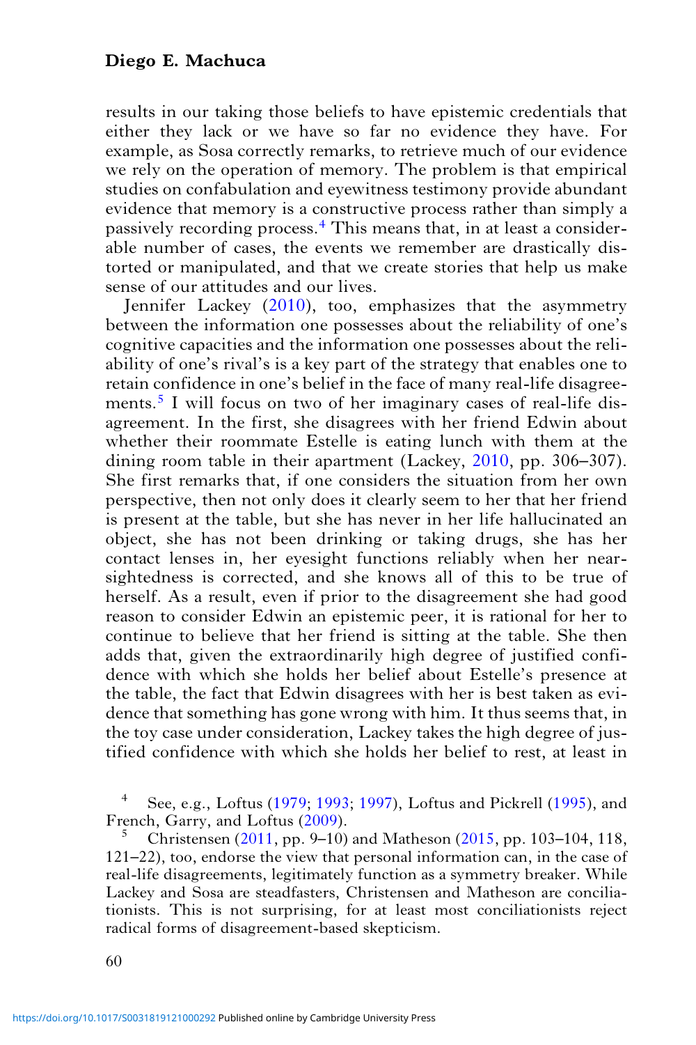results in our taking those beliefs to have epistemic credentials that either they lack or we have so far no evidence they have. For example, as Sosa correctly remarks, to retrieve much of our evidence we rely on the operation of memory. The problem is that empirical studies on confabulation and eyewitness testimony provide abundant evidence that memory is a constructive process rather than simply a passively recording process.[4] This means that, in at least a considerable number of cases, the events we remember are drastically distorted or manipulated, and that we create stories that help us make sense of our attitudes and our lives.

Jennifer Lackey (2010), too, emphasizes that the asymmetry between the information one possesses about the reliability of one's cognitive capacities and the information one possesses about the reliability of one's rival's is a key part of the strategy that enables one to retain confidence in one's belief in the face of many real-life disagreements.[5] I will focus on two of her imaginary cases of real-life disagreement. In the first, she disagrees with her friend Edwin about whether their roommate Estelle is eating lunch with them at the dining room table in their apartment (Lackey, 2010, pp. 306–307). She first remarks that, if one considers the situation from her own perspective, then not only does it clearly seem to her that her friend is present at the table, but she has never in her life hallucinated an object, she has not been drinking or taking drugs, she has her contact lenses in, her eyesight functions reliably when her nearsightedness is corrected, and she knows all of this to be true of herself. As a result, even if prior to the disagreement she had good reason to consider Edwin an epistemic peer, it is rational for her to continue to believe that her friend is sitting at the table. She then adds that, given the extraordinarily high degree of justified confidence with which she holds her belief about Estelle's presence at the table, the fact that Edwin disagrees with her is best taken as evidence that something has gone wrong with him. It thus seems that, in the toy case under consideration, Lackey takes the high degree of justified confidence with which she holds her belief to rest, at least in

[4] See, e.g., Loftus (1979; 1993; 1997), Loftus and Pickrell (1995), and French, Garry, and Loftus (2009).

[5] Christensen (2011, pp. 9–10) and Matheson (2015, pp. 103–104, 118, 121–22), too, endorse the view that personal information can, in the case of real-life disagreements, legitimately function as a symmetry breaker. While Lackey and Sosa are steadfasters, Christensen and Matheson are conciliationists. This is not surprising, for at least most conciliationists reject radical forms of disagreement-based skepticism.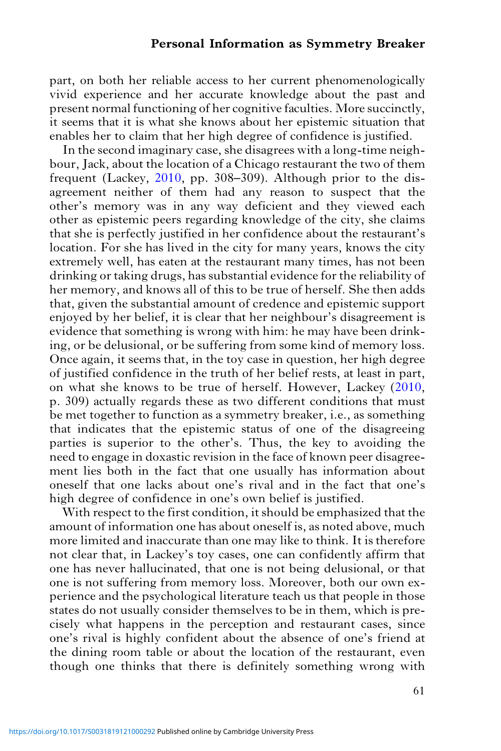part, on both her reliable access to her current phenomenologically vivid experience and her accurate knowledge about the past and present normal functioning of her cognitive faculties. More succinctly, it seems that it is what she knows about her epistemic situation that enables her to claim that her high degree of confidence is justified.

In the second imaginary case, she disagrees with a long-time neighbour, Jack, about the location of a Chicago restaurant the two of them frequent (Lackey, 2010, pp. 308–309). Although prior to the disagreement neither of them had any reason to suspect that the other's memory was in any way deficient and they viewed each other as epistemic peers regarding knowledge of the city, she claims that she is perfectly justified in her confidence about the restaurant's location. For she has lived in the city for many years, knows the city extremely well, has eaten at the restaurant many times, has not been drinking or taking drugs, has substantial evidence for the reliability of her memory, and knows all of this to be true of herself. She then adds that, given the substantial amount of credence and epistemic support enjoyed by her belief, it is clear that her neighbour's disagreement is evidence that something is wrong with him: he may have been drinking, or be delusional, or be suffering from some kind of memory loss. Once again, it seems that, in the toy case in question, her high degree of justified confidence in the truth of her belief rests, at least in part, on what she knows to be true of herself. However, Lackey (2010, p. 309) actually regards these as two different conditions that must be met together to function as a symmetry breaker, i.e., as something that indicates that the epistemic status of one of the disagreeing parties is superior to the other's. Thus, the key to avoiding the need to engage in doxastic revision in the face of known peer disagreement lies both in the fact that one usually has information about oneself that one lacks about one's rival and in the fact that one's high degree of confidence in one's own belief is justified.

With respect to the first condition, it should be emphasized that the amount of information one has about oneself is, as noted above, much more limited and inaccurate than one may like to think. It is therefore not clear that, in Lackey's toy cases, one can confidently affirm that one has never hallucinated, that one is not being delusional, or that one is not suffering from memory loss. Moreover, both our own experience and the psychological literature teach us that people in those states do not usually consider themselves to be in them, which is precisely what happens in the perception and restaurant cases, since one's rival is highly confident about the absence of one's friend at the dining room table or about the location of the restaurant, even though one thinks that there is definitely something wrong with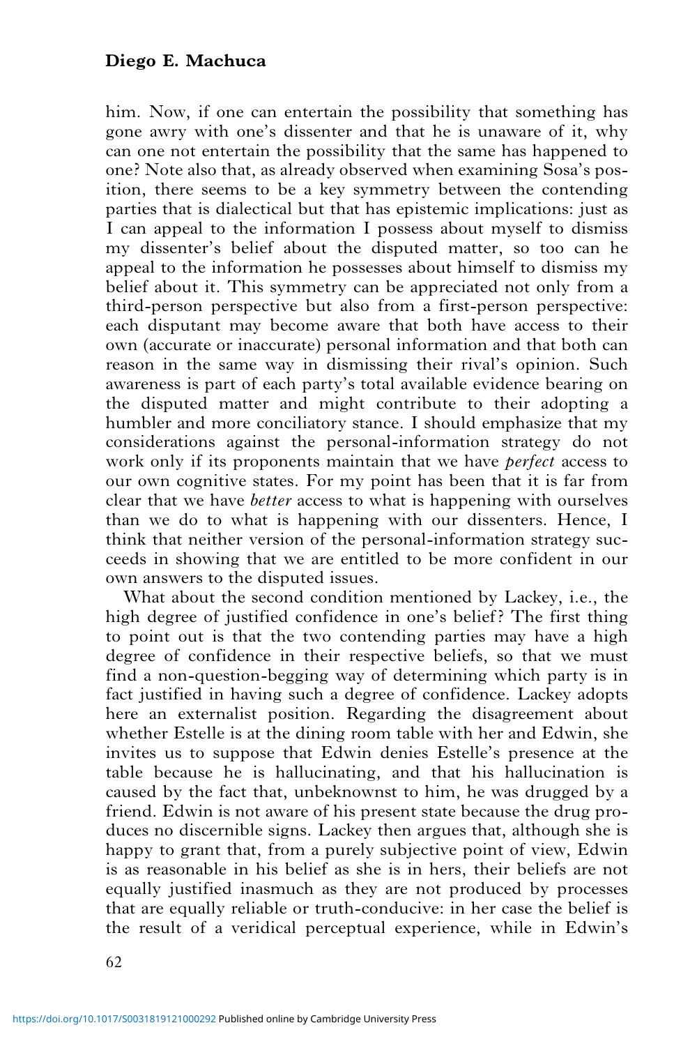him. Now, if one can entertain the possibility that something has gone awry with one's dissenter and that he is unaware of it, why can one not entertain the possibility that the same has happened to one? Note also that, as already observed when examining Sosa's position, there seems to be a key symmetry between the contending parties that is dialectical but that has epistemic implications: just as I can appeal to the information I possess about myself to dismiss my dissenter's belief about the disputed matter, so too can he appeal to the information he possesses about himself to dismiss my belief about it. This symmetry can be appreciated not only from a third-person perspective but also from a first-person perspective: each disputant may become aware that both have access to their own (accurate or inaccurate) personal information and that both can reason in the same way in dismissing their rival's opinion. Such awareness is part of each party's total available evidence bearing on the disputed matter and might contribute to their adopting a humbler and more conciliatory stance. I should emphasize that my considerations against the personal-information strategy do not work only if its proponents maintain that we have *perfect* access to our own cognitive states. For my point has been that it is far from clear that we have *better* access to what is happening with ourselves than we do to what is happening with our dissenters. Hence, I think that neither version of the personal-information strategy succeeds in showing that we are entitled to be more confident in our own answers to the disputed issues.

What about the second condition mentioned by Lackey, i.e., the high degree of justified confidence in one's belief? The first thing to point out is that the two contending parties may have a high degree of confidence in their respective beliefs, so that we must find a non-question-begging way of determining which party is in fact justified in having such a degree of confidence. Lackey adopts here an externalist position. Regarding the disagreement about whether Estelle is at the dining room table with her and Edwin, she invites us to suppose that Edwin denies Estelle's presence at the table because he is hallucinating, and that his hallucination is caused by the fact that, unbeknownst to him, he was drugged by a friend. Edwin is not aware of his present state because the drug produces no discernible signs. Lackey then argues that, although she is happy to grant that, from a purely subjective point of view, Edwin is as reasonable in his belief as she is in hers, their beliefs are not equally justified inasmuch as they are not produced by processes that are equally reliable or truth-conducive: in her case the belief is the result of a veridical perceptual experience, while in Edwin's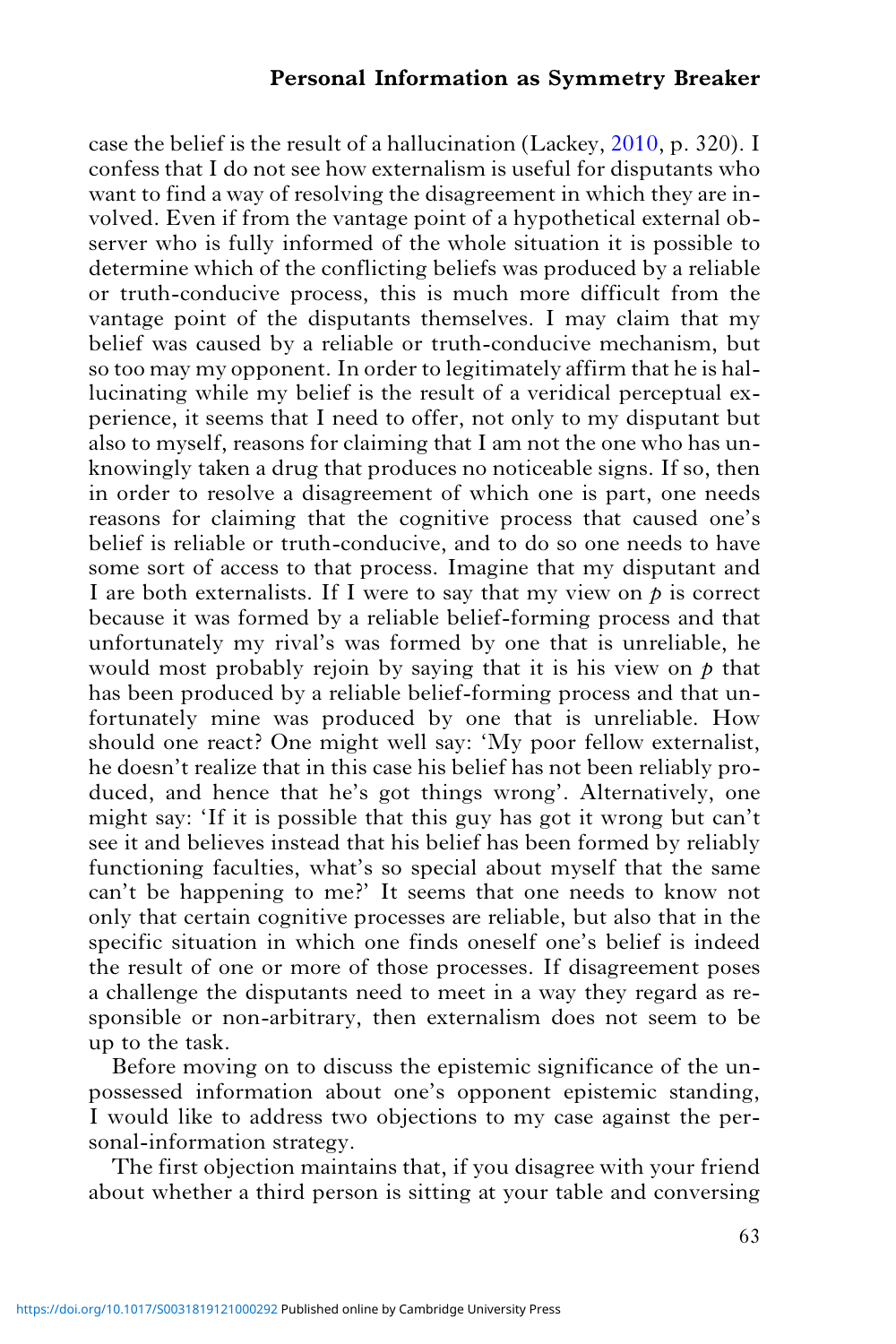case the belief is the result of a hallucination (Lackey, 2010, p. 320). I confess that I do not see how externalism is useful for disputants who want to find a way of resolving the disagreement in which they are involved. Even if from the vantage point of a hypothetical external observer who is fully informed of the whole situation it is possible to determine which of the conflicting beliefs was produced by a reliable or truth-conducive process, this is much more difficult from the vantage point of the disputants themselves. I may claim that my belief was caused by a reliable or truth-conducive mechanism, but so too may my opponent. In order to legitimately affirm that he is hallucinating while my belief is the result of a veridical perceptual experience, it seems that I need to offer, not only to my disputant but also to myself, reasons for claiming that I am not the one who has unknowingly taken a drug that produces no noticeable signs. If so, then in order to resolve a disagreement of which one is part, one needs reasons for claiming that the cognitive process that caused one's belief is reliable or truth-conducive, and to do so one needs to have some sort of access to that process. Imagine that my disputant and I are both externalists. If I were to say that my view on $p$ is correct because it was formed by a reliable belief-forming process and that unfortunately my rival's was formed by one that is unreliable, he would most probably rejoin by saying that it is his view on $p$ that has been produced by a reliable belief-forming process and that unfortunately mine was produced by one that is unreliable. How should one react? One might well say: 'My poor fellow externalist, he doesn't realize that in this case his belief has not been reliably produced, and hence that he's got things wrong'. Alternatively, one might say: 'If it is possible that this guy has got it wrong but can't see it and believes instead that his belief has been formed by reliably functioning faculties, what's so special about myself that the same can't be happening to me?' It seems that one needs to know not only that certain cognitive processes are reliable, but also that in the specific situation in which one finds oneself one's belief is indeed the result of one or more of those processes. If disagreement poses a challenge the disputants need to meet in a way they regard as responsible or non-arbitrary, then externalism does not seem to be up to the task.

Before moving on to discuss the epistemic significance of the unpossessed information about one's opponent epistemic standing, I would like to address two objections to my case against the personal-information strategy.

The first objection maintains that, if you disagree with your friend about whether a third person is sitting at your table and conversing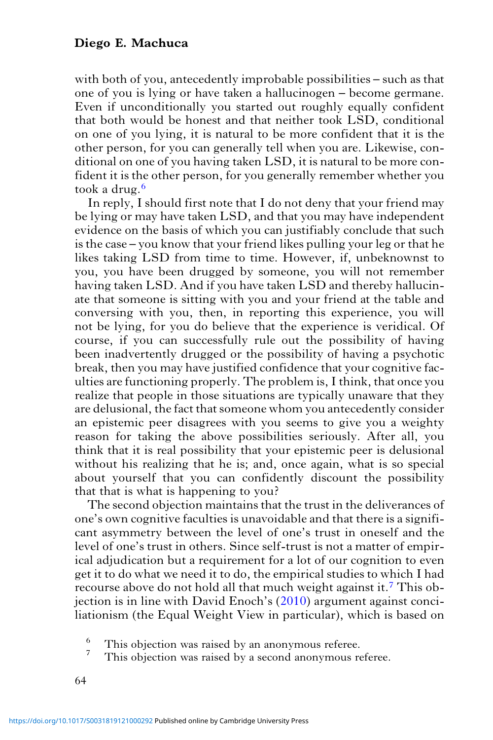with both of you, antecedently improbable possibilities – such as that one of you is lying or have taken a hallucinogen – become germane. Even if unconditionally you started out roughly equally confident that both would be honest and that neither took LSD, conditional on one of you lying, it is natural to be more confident that it is the other person, for you can generally tell when you are. Likewise, conditional on one of you having taken LSD, it is natural to be more confident it is the other person, for you generally remember whether you took a drug.[6]

In reply, I should first note that I do not deny that your friend may be lying or may have taken LSD, and that you may have independent evidence on the basis of which you can justifiably conclude that such is the case – you know that your friend likes pulling your leg or that he likes taking LSD from time to time. However, if, unbeknownst to you, you have been drugged by someone, you will not remember having taken LSD. And if you have taken LSD and thereby hallucinate that someone is sitting with you and your friend at the table and conversing with you, then, in reporting this experience, you will not be lying, for you do believe that the experience is veridical. Of course, if you can successfully rule out the possibility of having been inadvertently drugged or the possibility of having a psychotic break, then you may have justified confidence that your cognitive faculties are functioning properly. The problem is, I think, that once you realize that people in those situations are typically unaware that they are delusional, the fact that someone whom you antecedently consider an epistemic peer disagrees with you seems to give you a weighty reason for taking the above possibilities seriously. After all, you think that it is real possibility that your epistemic peer is delusional without his realizing that he is; and, once again, what is so special about yourself that you can confidently discount the possibility that that is what is happening to you?

The second objection maintains that the trust in the deliverances of one's own cognitive faculties is unavoidable and that there is a significant asymmetry between the level of one's trust in oneself and the level of one's trust in others. Since self-trust is not a matter of empirical adjudication but a requirement for a lot of our cognition to even get it to do what we need it to do, the empirical studies to which I had recourse above do not hold all that much weight against it.[7] This objection is in line with David Enoch's (2010) argument against conciliationism (the Equal Weight View in particular), which is based on

[6] This objection was raised by an anonymous referee.

[7] This objection was raised by a second anonymous referee.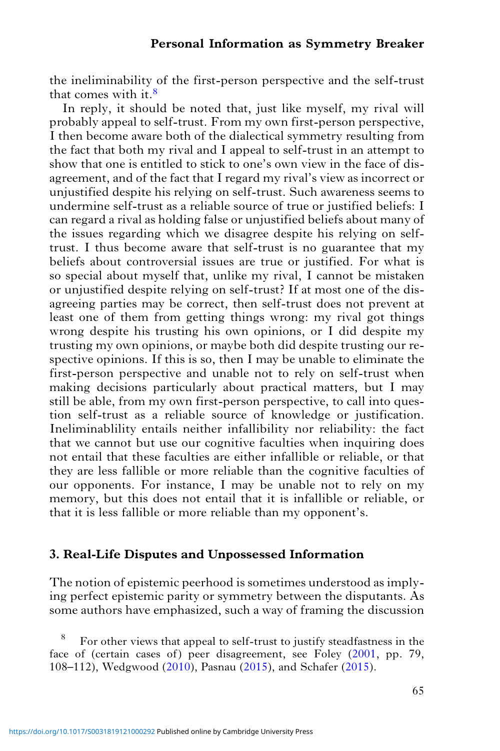the ineliminability of the first-person perspective and the self-trust that comes with it.[8]

In reply, it should be noted that, just like myself, my rival will probably appeal to self-trust. From my own first-person perspective, I then become aware both of the dialectical symmetry resulting from the fact that both my rival and I appeal to self-trust in an attempt to show that one is entitled to stick to one's own view in the face of disagreement, and of the fact that I regard my rival's view as incorrect or unjustified despite his relying on self-trust. Such awareness seems to undermine self-trust as a reliable source of true or justified beliefs: I can regard a rival as holding false or unjustified beliefs about many of the issues regarding which we disagree despite his relying on self-trust. I thus become aware that self-trust is no guarantee that my beliefs about controversial issues are true or justified. For what is so special about myself that, unlike my rival, I cannot be mistaken or unjustified despite relying on self-trust? If at most one of the disagreeing parties may be correct, then self-trust does not prevent at least one of them from getting things wrong: my rival got things wrong despite his trusting his own opinions, or I did despite my trusting my own opinions, or maybe both did despite trusting our respective opinions. If this is so, then I may be unable to eliminate the first-person perspective and unable not to rely on self-trust when making decisions particularly about practical matters, but I may still be able, from my own first-person perspective, to call into question self-trust as a reliable source of knowledge or justification. Ineliminablility entails neither infallibility nor reliability: the fact that we cannot but use our cognitive faculties when inquiring does not entail that these faculties are either infallible or reliable, or that they are less fallible or more reliable than the cognitive faculties of our opponents. For instance, I may be unable not to rely on my memory, but this does not entail that it is infallible or reliable, or that it is less fallible or more reliable than my opponent's.

## 3. Real-Life Disputes and Unpossessed Information

The notion of epistemic peerhood is sometimes understood as implying perfect epistemic parity or symmetry between the disputants. As some authors have emphasized, such a way of framing the discussion

[8] For other views that appeal to self-trust to justify steadfastness in the face of (certain cases of) peer disagreement, see Foley (2001, pp. 79, 108–112), Wedgwood (2010), Pasnau (2015), and Schafer (2015).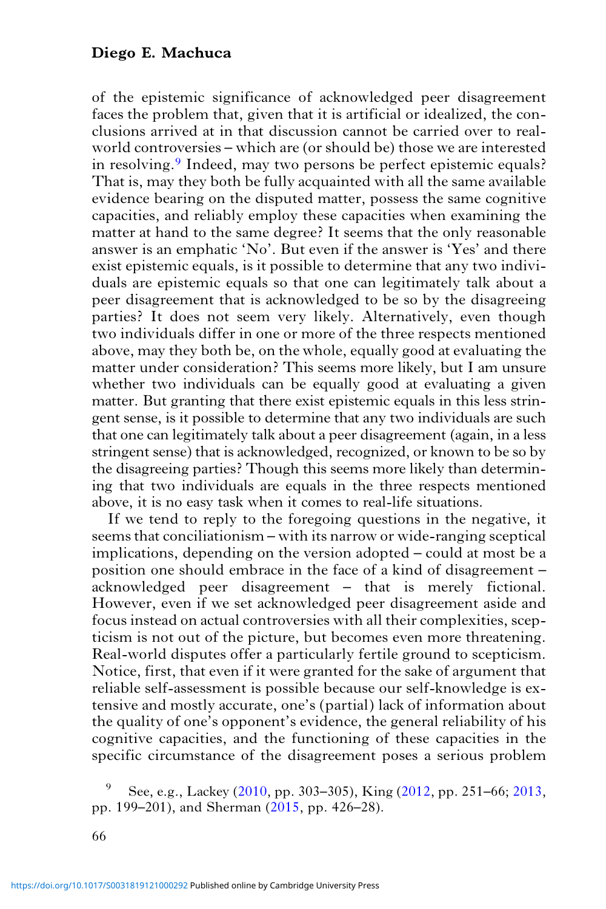of the epistemic significance of acknowledged peer disagreement faces the problem that, given that it is artificial or idealized, the conclusions arrived at in that discussion cannot be carried over to real-world controversies – which are (or should be) those we are interested in resolving.[9] Indeed, may two persons be perfect epistemic equals? That is, may they both be fully acquainted with all the same available evidence bearing on the disputed matter, possess the same cognitive capacities, and reliably employ these capacities when examining the matter at hand to the same degree? It seems that the only reasonable answer is an emphatic 'No'. But even if the answer is 'Yes' and there exist epistemic equals, is it possible to determine that any two individuals are epistemic equals so that one can legitimately talk about a peer disagreement that is acknowledged to be so by the disagreeing parties? It does not seem very likely. Alternatively, even though two individuals differ in one or more of the three respects mentioned above, may they both be, on the whole, equally good at evaluating the matter under consideration? This seems more likely, but I am unsure whether two individuals can be equally good at evaluating a given matter. But granting that there exist epistemic equals in this less stringent sense, is it possible to determine that any two individuals are such that one can legitimately talk about a peer disagreement (again, in a less stringent sense) that is acknowledged, recognized, or known to be so by the disagreeing parties? Though this seems more likely than determining that two individuals are equals in the three respects mentioned above, it is no easy task when it comes to real-life situations.

If we tend to reply to the foregoing questions in the negative, it seems that conciliationism – with its narrow or wide-ranging sceptical implications, depending on the version adopted – could at most be a position one should embrace in the face of a kind of disagreement – acknowledged peer disagreement – that is merely fictional. However, even if we set acknowledged peer disagreement aside and focus instead on actual controversies with all their complexities, scepticism is not out of the picture, but becomes even more threatening. Real-world disputes offer a particularly fertile ground to scepticism. Notice, first, that even if it were granted for the sake of argument that reliable self-assessment is possible because our self-knowledge is extensive and mostly accurate, one's (partial) lack of information about the quality of one's opponent's evidence, the general reliability of his cognitive capacities, and the functioning of these capacities in the specific circumstance of the disagreement poses a serious problem

[9] See, e.g., Lackey (2010, pp. 303–305), King (2012, pp. 251–66; 2013, pp. 199–201), and Sherman (2015, pp. 426–28).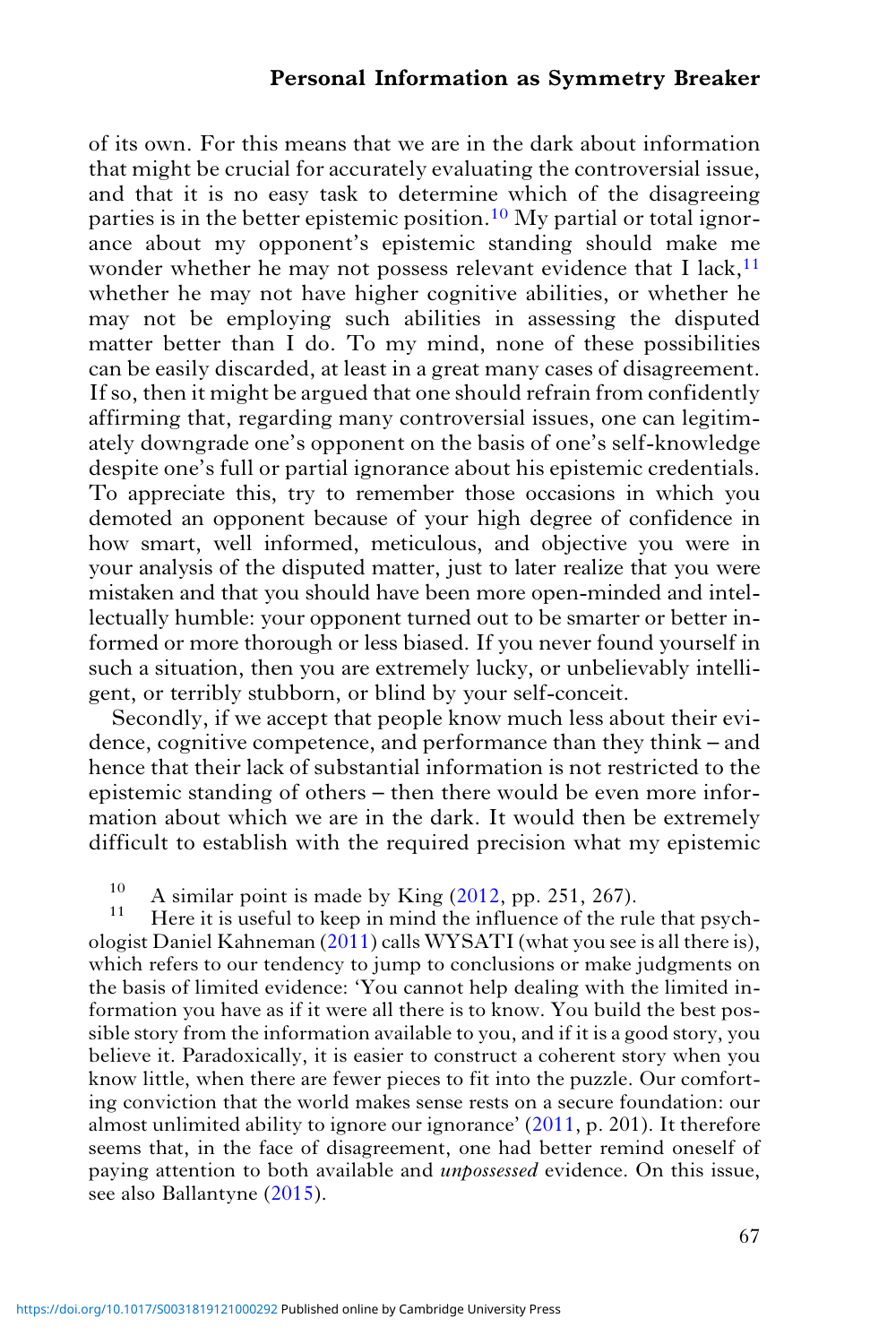of its own. For this means that we are in the dark about information that might be crucial for accurately evaluating the controversial issue, and that it is no easy task to determine which of the disagreeing parties is in the better epistemic position.[10] My partial or total ignorance about my opponent's epistemic standing should make me wonder whether he may not possess relevant evidence that I lack,[11] whether he may not have higher cognitive abilities, or whether he may not be employing such abilities in assessing the disputed matter better than I do. To my mind, none of these possibilities can be easily discarded, at least in a great many cases of disagreement. If so, then it might be argued that one should refrain from confidently affirming that, regarding many controversial issues, one can legitimately downgrade one's opponent on the basis of one's self-knowledge despite one's full or partial ignorance about his epistemic credentials. To appreciate this, try to remember those occasions in which you demoted an opponent because of your high degree of confidence in how smart, well informed, meticulous, and objective you were in your analysis of the disputed matter, just to later realize that you were mistaken and that you should have been more open-minded and intellectually humble: your opponent turned out to be smarter or better informed or more thorough or less biased. If you never found yourself in such a situation, then you are extremely lucky, or unbelievably intelligent, or terribly stubborn, or blind by your self-conceit.

Secondly, if we accept that people know much less about their evidence, cognitive competence, and performance than they think – and hence that their lack of substantial information is not restricted to the epistemic standing of others – then there would be even more information about which we are in the dark. It would then be extremely difficult to establish with the required precision what my epistemic

[10] A similar point is made by King (2012, pp. 251, 267).

[11] Here it is useful to keep in mind the influence of the rule that psychologist Daniel Kahneman (2011) calls WYSATI (what you see is all there is), which refers to our tendency to jump to conclusions or make judgments on the basis of limited evidence: 'You cannot help dealing with the limited information you have as if it were all there is to know. You build the best possible story from the information available to you, and if it is a good story, you believe it. Paradoxically, it is easier to construct a coherent story when you know little, when there are fewer pieces to fit into the puzzle. Our comforting conviction that the world makes sense rests on a secure foundation: our almost unlimited ability to ignore our ignorance' (2011, p. 201). It therefore seems that, in the face of disagreement, one had better remind oneself of paying attention to both available and *unpossessed* evidence. On this issue, see also Ballantyne (2015).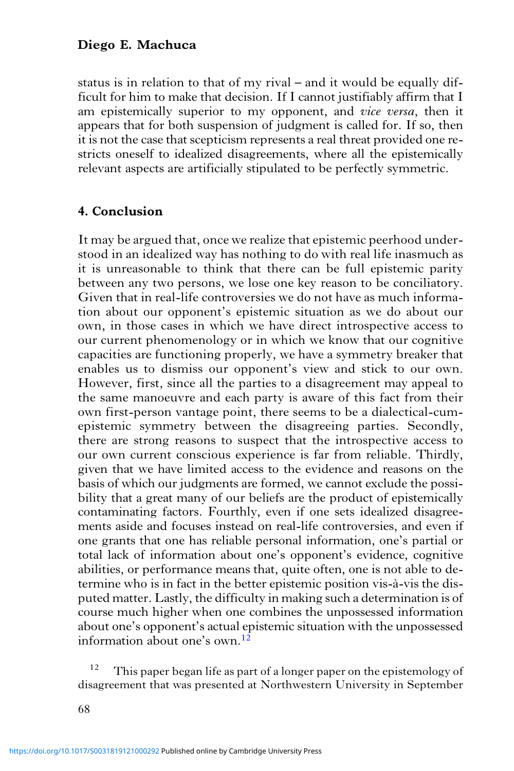status is in relation to that of my rival – and it would be equally difficult for him to make that decision. If I cannot justifiably affirm that I am epistemically superior to my opponent, and *vice versa*, then it appears that for both suspension of judgment is called for. If so, then it is not the case that scepticism represents a real threat provided one restricts oneself to idealized disagreements, where all the epistemically relevant aspects are artificially stipulated to be perfectly symmetric.

## 4. Conclusion

It may be argued that, once we realize that epistemic peerhood understood in an idealized way has nothing to do with real life inasmuch as it is unreasonable to think that there can be full epistemic parity between any two persons, we lose one key reason to be conciliatory. Given that in real-life controversies we do not have as much information about our opponent's epistemic situation as we do about our own, in those cases in which we have direct introspective access to our current phenomenology or in which we know that our cognitive capacities are functioning properly, we have a symmetry breaker that enables us to dismiss our opponent's view and stick to our own. However, first, since all the parties to a disagreement may appeal to the same manoeuvre and each party is aware of this fact from their own first-person vantage point, there seems to be a dialectical-cum-epistemic symmetry between the disagreeing parties. Secondly, there are strong reasons to suspect that the introspective access to our own current conscious experience is far from reliable. Thirdly, given that we have limited access to the evidence and reasons on the basis of which our judgments are formed, we cannot exclude the possibility that a great many of our beliefs are the product of epistemically contaminating factors. Fourthly, even if one sets idealized disagreements aside and focuses instead on real-life controversies, and even if one grants that one has reliable personal information, one's partial or total lack of information about one's opponent's evidence, cognitive abilities, or performance means that, quite often, one is not able to determine who is in fact in the better epistemic position vis-à-vis the disputed matter. Lastly, the difficulty in making such a determination is of course much higher when one combines the unpossessed information about one's opponent's actual epistemic situation with the unpossessed information about one's own.[12]

[12] This paper began life as part of a longer paper on the epistemology of disagreement that was presented at Northwestern University in September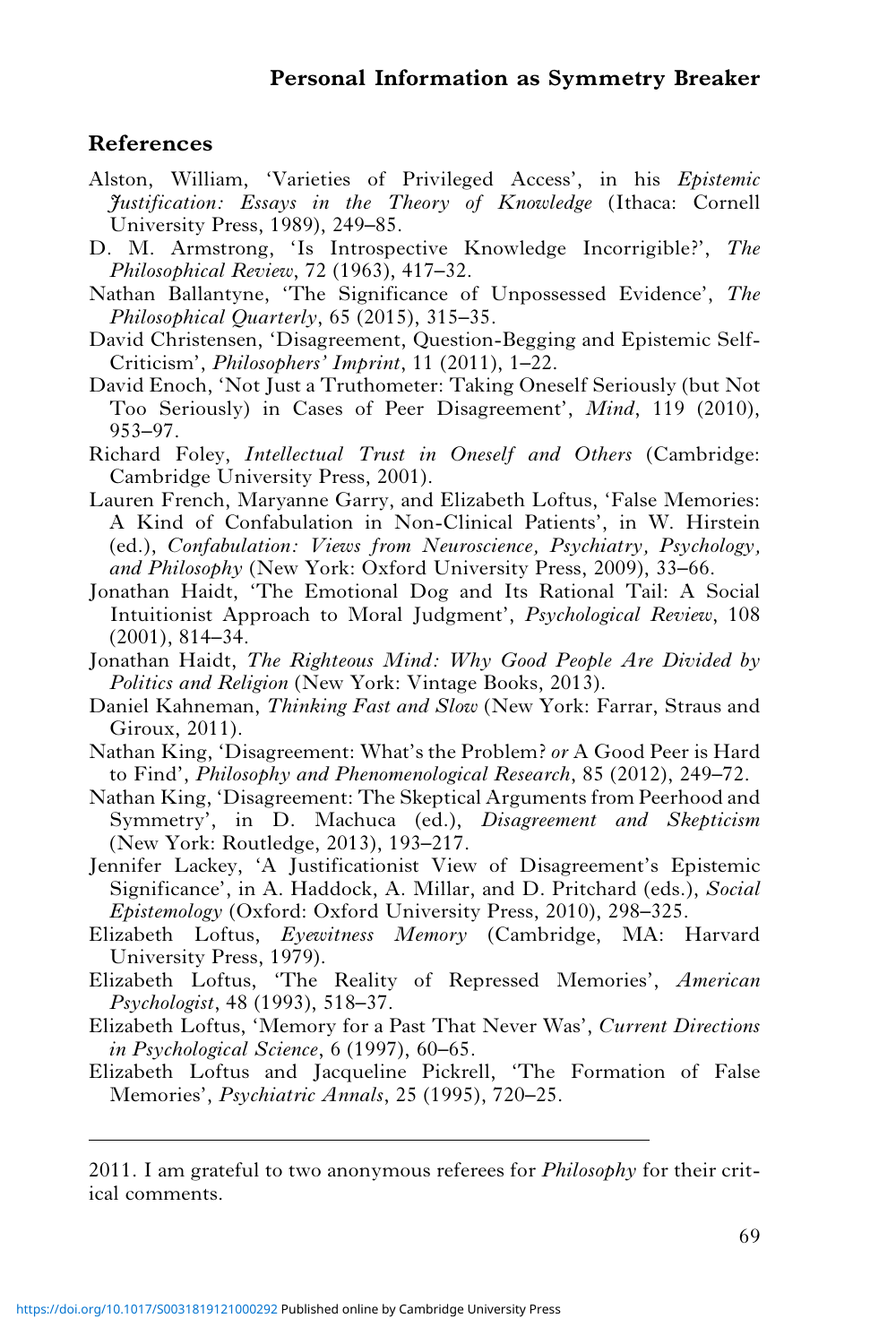## References

Alston, William, 'Varieties of Privileged Access', in his *Epistemic Justification: Essays in the Theory of Knowledge* (Ithaca: Cornell University Press, 1989), 249–85.

D. M. Armstrong, 'Is Introspective Knowledge Incorrigible?', *The Philosophical Review*, 72 (1963), 417–32.

Nathan Ballantyne, 'The Significance of Unpossessed Evidence', *The Philosophical Quarterly*, 65 (2015), 315–35.

David Christensen, 'Disagreement, Question-Begging and Epistemic Self-Criticism', *Philosophers' Imprint*, 11 (2011), 1–22.

David Enoch, 'Not Just a Truthometer: Taking Oneself Seriously (but Not Too Seriously) in Cases of Peer Disagreement', *Mind*, 119 (2010), 953–97.

Richard Foley, *Intellectual Trust in Oneself and Others* (Cambridge: Cambridge University Press, 2001).

Lauren French, Maryanne Garry, and Elizabeth Loftus, 'False Memories: A Kind of Confabulation in Non-Clinical Patients', in W. Hirstein (ed.), *Confabulation: Views from Neuroscience, Psychiatry, Psychology, and Philosophy* (New York: Oxford University Press, 2009), 33–66.

Jonathan Haidt, 'The Emotional Dog and Its Rational Tail: A Social Intuitionist Approach to Moral Judgment', *Psychological Review*, 108 (2001), 814–34.

Jonathan Haidt, *The Righteous Mind: Why Good People Are Divided by Politics and Religion* (New York: Vintage Books, 2013).

Daniel Kahneman, *Thinking Fast and Slow* (New York: Farrar, Straus and Giroux, 2011).

Nathan King, 'Disagreement: What's the Problem? *or* A Good Peer is Hard to Find', *Philosophy and Phenomenological Research*, 85 (2012), 249–72.

Nathan King, 'Disagreement: The Skeptical Arguments from Peerhood and Symmetry', in D. Machuca (ed.), *Disagreement and Skepticism* (New York: Routledge, 2013), 193–217.

Jennifer Lackey, 'A Justificationist View of Disagreement's Epistemic Significance', in A. Haddock, A. Millar, and D. Pritchard (eds.), *Social Epistemology* (Oxford: Oxford University Press, 2010), 298–325.

Elizabeth Loftus, *Eyewitness Memory* (Cambridge, MA: Harvard University Press, 1979).

Elizabeth Loftus, 'The Reality of Repressed Memories', *American Psychologist*, 48 (1993), 518–37.

Elizabeth Loftus, 'Memory for a Past That Never Was', *Current Directions in Psychological Science*, 6 (1997), 60–65.

Elizabeth Loftus and Jacqueline Pickrell, 'The Formation of False Memories', *Psychiatric Annals*, 25 (1995), 720–25.

---

2011. I am grateful to two anonymous referees for *Philosophy* for their critical comments.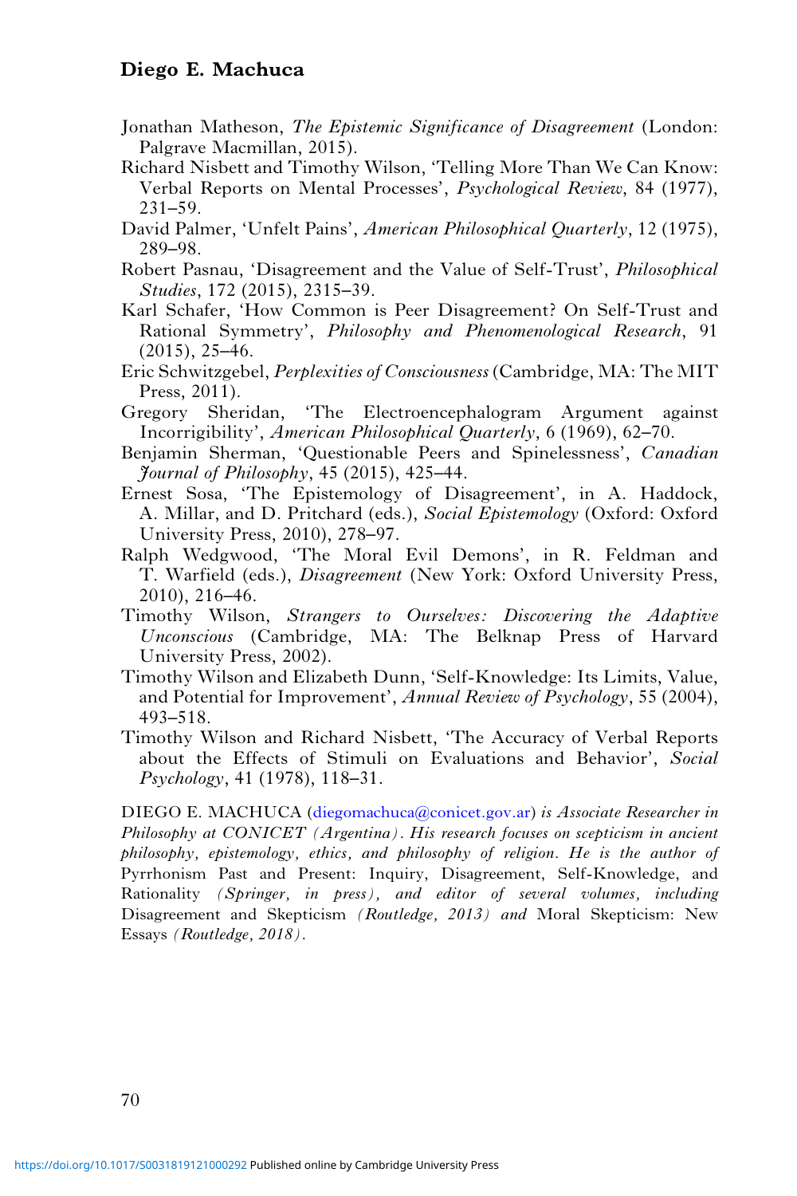Jonathan Matheson, *The Epistemic Significance of Disagreement* (London: Palgrave Macmillan, 2015).

Richard Nisbett and Timothy Wilson, 'Telling More Than We Can Know: Verbal Reports on Mental Processes', *Psychological Review*, 84 (1977), 231–59.

David Palmer, 'Unfelt Pains', *American Philosophical Quarterly*, 12 (1975), 289–98.

Robert Pasnau, 'Disagreement and the Value of Self-Trust', *Philosophical Studies*, 172 (2015), 2315–39.

Karl Schafer, 'How Common is Peer Disagreement? On Self-Trust and Rational Symmetry', *Philosophy and Phenomenological Research*, 91 (2015), 25–46.

Eric Schwitzgebel, *Perplexities of Consciousness* (Cambridge, MA: The MIT Press, 2011).

Gregory Sheridan, 'The Electroencephalogram Argument against Incorrigibility', *American Philosophical Quarterly*, 6 (1969), 62–70.

Benjamin Sherman, 'Questionable Peers and Spinelessness', *Canadian Journal of Philosophy*, 45 (2015), 425–44.

Ernest Sosa, 'The Epistemology of Disagreement', in A. Haddock, A. Millar, and D. Pritchard (eds.), *Social Epistemology* (Oxford: Oxford University Press, 2010), 278–97.

Ralph Wedgwood, 'The Moral Evil Demons', in R. Feldman and T. Warfield (eds.), *Disagreement* (New York: Oxford University Press, 2010), 216–46.

Timothy Wilson, *Strangers to Ourselves: Discovering the Adaptive Unconscious* (Cambridge, MA: The Belknap Press of Harvard University Press, 2002).

Timothy Wilson and Elizabeth Dunn, 'Self-Knowledge: Its Limits, Value, and Potential for Improvement', *Annual Review of Psychology*, 55 (2004), 493–518.

Timothy Wilson and Richard Nisbett, 'The Accuracy of Verbal Reports about the Effects of Stimuli on Evaluations and Behavior', *Social Psychology*, 41 (1978), 118–31.

DIEGO E. MACHUCA (diegomachuca@conicet.gov.ar) *is Associate Researcher in Philosophy at CONICET (Argentina). His research focuses on scepticism in ancient philosophy, epistemology, ethics, and philosophy of religion. He is the author of* Pyrrhonism Past and Present: Inquiry, Disagreement, Self-Knowledge, and Rationality *(Springer, in press), and editor of several volumes, including* Disagreement and Skepticism *(Routledge, 2013) and* Moral Skepticism: New Essays *(Routledge, 2018).*